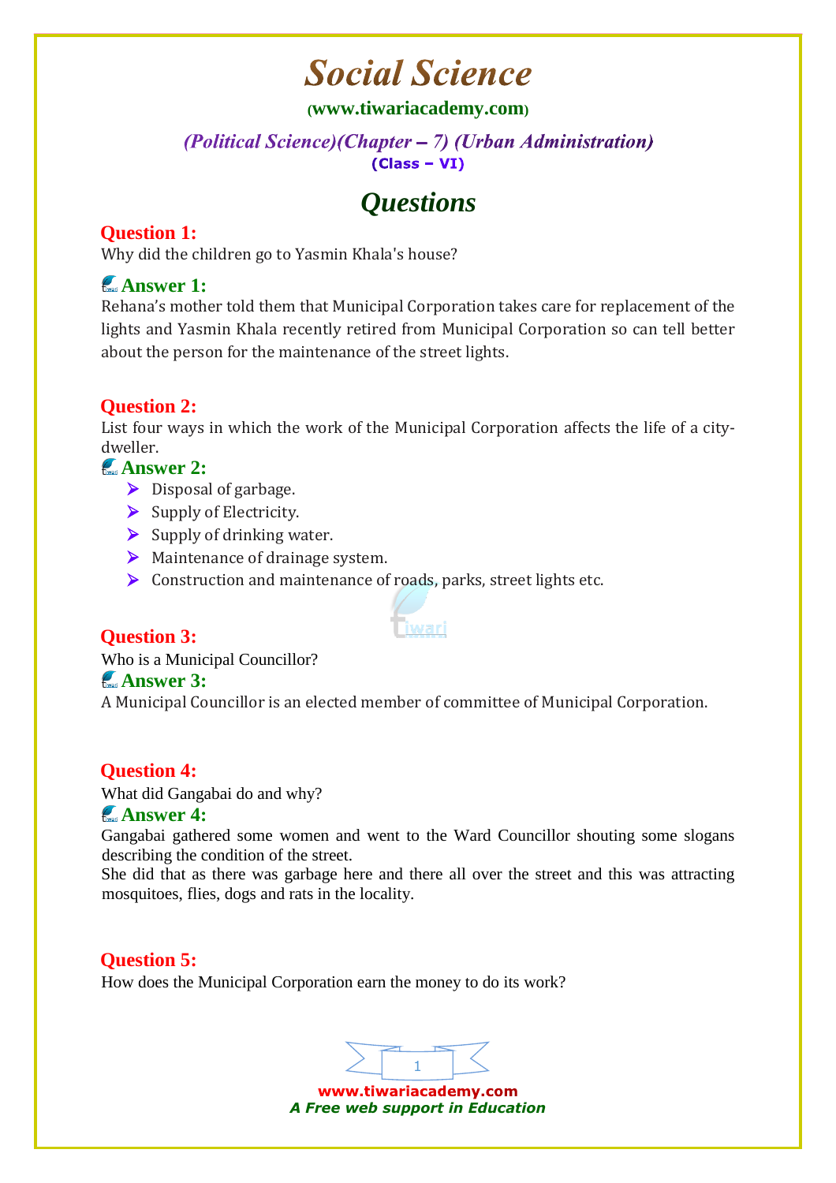# Social Science

(www.tiwariacademy.com)

*(Political Science)(Chapter – 7) (Urban Administration)*

**(Class – VI)**

## *Questions*

### Question 1:
Why did the children go to Yasmin Khala's house?

### Answer 1:
Rehana's mother told them that Municipal Corporation takes care for replacement of the lights and Yasmin Khala recently retired from Municipal Corporation so can tell better about the person for the maintenance of the street lights.

### Question 2:
List four ways in which the work of the Municipal Corporation affects the life of a city-dweller.

### Answer 2:
- Disposal of garbage.
- Supply of Electricity.
- Supply of drinking water.
- Maintenance of drainage system.
- Construction and maintenance of roads, parks, street lights etc.

### Question 3:
Who is a Municipal Councillor?

### Answer 3:
A Municipal Councillor is an elected member of committee of Municipal Corporation.

### Question 4:
What did Gangabai do and why?

### Answer 4:
Gangabai gathered some women and went to the Ward Councillor shouting some slogans describing the condition of the street.

She did that as there was garbage here and there all over the street and this was attracting mosquitoes, flies, dogs and rats in the locality.

### Question 5:
How does the Municipal Corporation earn the money to do its work?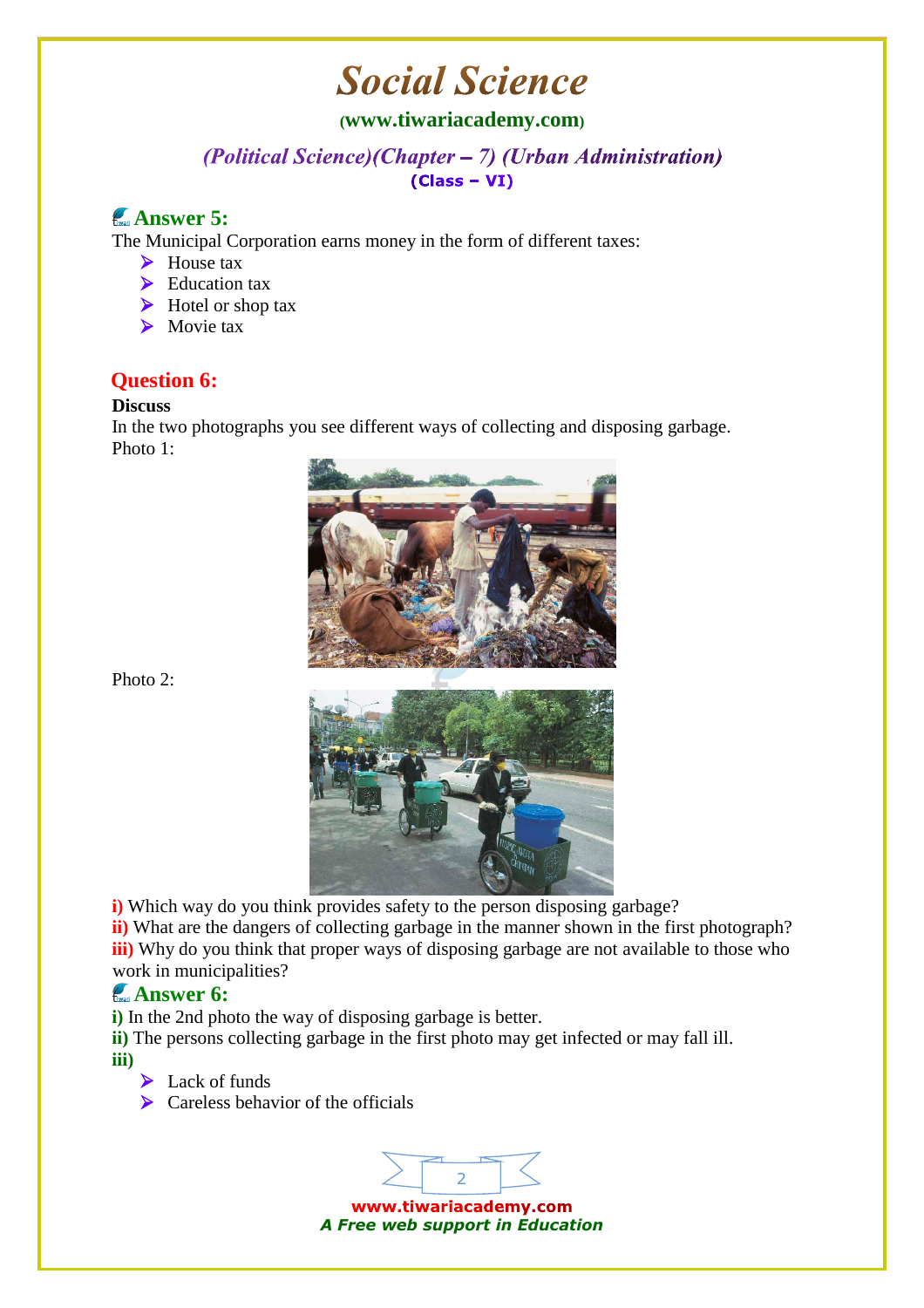## Answer 5:

The Municipal Corporation earns money in the form of different taxes:

- House tax
- Education tax
- Hotel or shop tax
- Movie tax

## Question 6:

**Discuss**

In the two photographs you see different ways of collecting and disposing garbage.

Photo 1:

Photo 2:

**i)** Which way do you think provides safety to the person disposing garbage?

**ii)** What are the dangers of collecting garbage in the manner shown in the first photograph?

**iii)** Why do you think that proper ways of disposing garbage are not available to those who work in municipalities?

## Answer 6:

**i)** In the 2nd photo the way of disposing garbage is better.

**ii)** The persons collecting garbage in the first photo may get infected or may fall ill.

**iii)**

- Lack of funds
- Careless behavior of the officials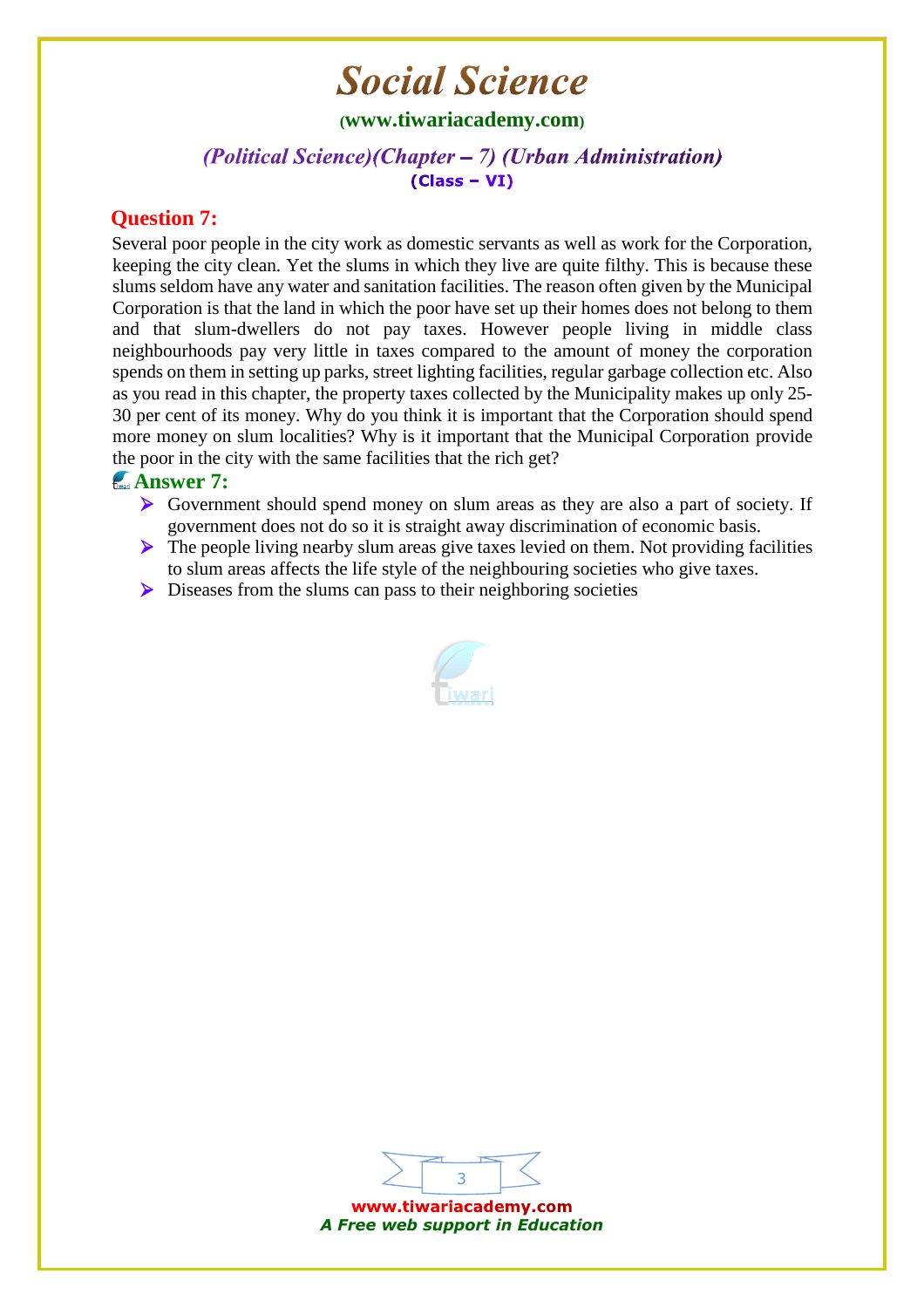## Question 7:

Several poor people in the city work as domestic servants as well as work for the Corporation, keeping the city clean. Yet the slums in which they live are quite filthy. This is because these slums seldom have any water and sanitation facilities. The reason often given by the Municipal Corporation is that the land in which the poor have set up their homes does not belong to them and that slum-dwellers do not pay taxes. However people living in middle class neighbourhoods pay very little in taxes compared to the amount of money the corporation spends on them in setting up parks, street lighting facilities, regular garbage collection etc. Also as you read in this chapter, the property taxes collected by the Municipality makes up only 25-30 per cent of its money. Why do you think it is important that the Corporation should spend more money on slum localities? Why is it important that the Municipal Corporation provide the poor in the city with the same facilities that the rich get?

## Answer 7:

- Government should spend money on slum areas as they are also a part of society. If government does not do so it is straight away discrimination of economic basis.
- The people living nearby slum areas give taxes levied on them. Not providing facilities to slum areas affects the life style of the neighbouring societies who give taxes.
- Diseases from the slums can pass to their neighboring societies